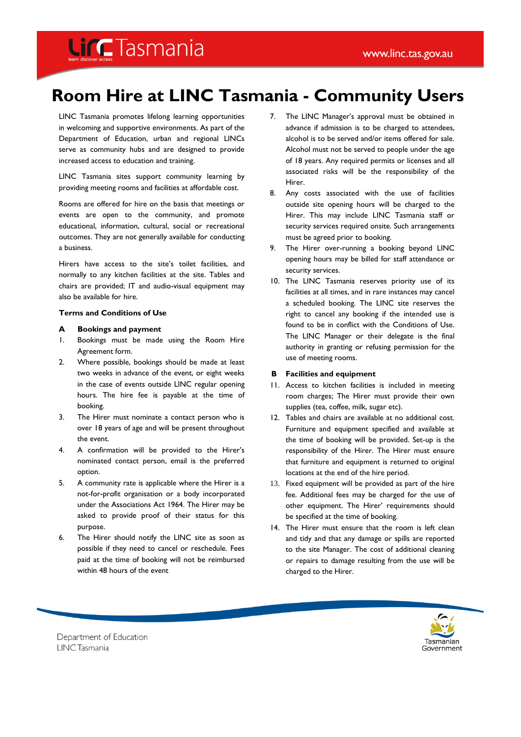# Room Hire at LINC Tasmania - Community Users

LINC Tasmania promotes lifelong learning opportunities in welcoming and supportive environments. As part of the Department of Education, urban and regional LINCs serve as community hubs and are designed to provide increased access to education and training.

LINC Tasmania sites support community learning by providing meeting rooms and facilities at affordable cost.

Rooms are offered for hire on the basis that meetings or events are open to the community, and promote educational, information, cultural, social or recreational outcomes. They are not generally available for conducting a business.

Hirers have access to the site's toilet facilities, and normally to any kitchen facilities at the site. Tables and chairs are provided; IT and audio-visual equipment may also be available for hire.

### Terms and Conditions of Use

#### A Bookings and payment

1. Bookings must be made using the Room Hire Agreement form.
2. Where possible, bookings should be made at least two weeks in advance of the event, or eight weeks in the case of events outside LINC regular opening hours. The hire fee is payable at the time of booking.
3. The Hirer must nominate a contact person who is over 18 years of age and will be present throughout the event.
4. A confirmation will be provided to the Hirer's nominated contact person, email is the preferred option.
5. A community rate is applicable where the Hirer is a not-for-profit organisation or a body incorporated under the Associations Act 1964. The Hirer may be asked to provide proof of their status for this purpose.
6. The Hirer should notify the LINC site as soon as possible if they need to cancel or reschedule. Fees paid at the time of booking will not be reimbursed within 48 hours of the event
7. The LINC Manager's approval must be obtained in advance if admission is to be charged to attendees, alcohol is to be served and/or items offered for sale. Alcohol must not be served to people under the age of 18 years. Any required permits or licenses and all associated risks will be the responsibility of the Hirer.
8. Any costs associated with the use of facilities outside site opening hours will be charged to the Hirer. This may include LINC Tasmania staff or security services required onsite. Such arrangements must be agreed prior to booking.
9. The Hirer over-running a booking beyond LINC opening hours may be billed for staff attendance or security services.
10. The LINC Tasmania reserves priority use of its facilities at all times, and in rare instances may cancel a scheduled booking. The LINC site reserves the right to cancel any booking if the intended use is found to be in conflict with the Conditions of Use. The LINC Manager or their delegate is the final authority in granting or refusing permission for the use of meeting rooms.

#### B Facilities and equipment

11. Access to kitchen facilities is included in meeting room charges; The Hirer must provide their own supplies (tea, coffee, milk, sugar etc).
12. Tables and chairs are available at no additional cost. Furniture and equipment specified and available at the time of booking will be provided. Set-up is the responsibility of the Hirer. The Hirer must ensure that furniture and equipment is returned to original locations at the end of the hire period.
13. Fixed equipment will be provided as part of the hire fee. Additional fees may be charged for the use of other equipment. The Hirer' requirements should be specified at the time of booking.
14. The Hirer must ensure that the room is left clean and tidy and that any damage or spills are reported to the site Manager. The cost of additional cleaning or repairs to damage resulting from the use will be charged to the Hirer.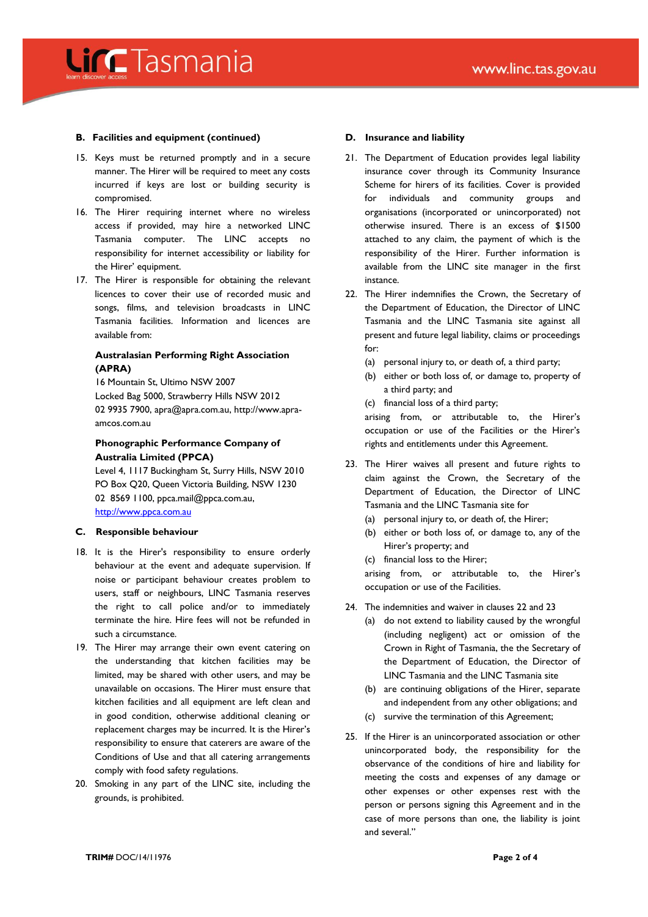## B. Facilities and equipment (continued)

15. Keys must be returned promptly and in a secure manner. The Hirer will be required to meet any costs incurred if keys are lost or building security is compromised.
16. The Hirer requiring internet where no wireless access if provided, may hire a networked LINC Tasmania computer. The LINC accepts no responsibility for internet accessibility or liability for the Hirer' equipment.
17. The Hirer is responsible for obtaining the relevant licences to cover their use of recorded music and songs, films, and television broadcasts in LINC Tasmania facilities. Information and licences are available from:

    **Australasian Performing Right Association (APRA)**
    16 Mountain St, Ultimo NSW 2007
    Locked Bag 5000, Strawberry Hills NSW 2012
    02 9935 7900, apra@apra.com.au, http://www.apra-amcos.com.au

    **Phonographic Performance Company of Australia Limited (PPCA)**
    Level 4, 1117 Buckingham St, Surry Hills, NSW 2010
    PO Box Q20, Queen Victoria Building, NSW 1230
    02 8569 1100, ppca.mail@ppca.com.au,
    http://www.ppca.com.au

## C. Responsible behaviour

18. It is the Hirer's responsibility to ensure orderly behaviour at the event and adequate supervision. If noise or participant behaviour creates problem to users, staff or neighbours, LINC Tasmania reserves the right to call police and/or to immediately terminate the hire. Hire fees will not be refunded in such a circumstance.
19. The Hirer may arrange their own event catering on the understanding that kitchen facilities may be limited, may be shared with other users, and may be unavailable on occasions. The Hirer must ensure that kitchen facilities and all equipment are left clean and in good condition, otherwise additional cleaning or replacement charges may be incurred. It is the Hirer's responsibility to ensure that caterers are aware of the Conditions of Use and that all catering arrangements comply with food safety regulations.
20. Smoking in any part of the LINC site, including the grounds, is prohibited.

## D. Insurance and liability

21. The Department of Education provides legal liability insurance cover through its Community Insurance Scheme for hirers of its facilities. Cover is provided for individuals and community groups and organisations (incorporated or unincorporated) not otherwise insured. There is an excess of $1500 attached to any claim, the payment of which is the responsibility of the Hirer. Further information is available from the LINC site manager in the first instance.
22. The Hirer indemnifies the Crown, the Secretary of the Department of Education, the Director of LINC Tasmania and the LINC Tasmania site against all present and future legal liability, claims or proceedings for:
    (a) personal injury to, or death of, a third party;
    (b) either or both loss of, or damage to, property of a third party; and
    (c) financial loss of a third party;

    arising from, or attributable to, the Hirer's occupation or use of the Facilities or the Hirer's rights and entitlements under this Agreement.
23. The Hirer waives all present and future rights to claim against the Crown, the Secretary of the Department of Education, the Director of LINC Tasmania and the LINC Tasmania site for
    (a) personal injury to, or death of, the Hirer;
    (b) either or both loss of, or damage to, any of the Hirer's property; and
    (c) financial loss to the Hirer;

    arising from, or attributable to, the Hirer's occupation or use of the Facilities.
24. The indemnities and waiver in clauses 22 and 23
    (a) do not extend to liability caused by the wrongful (including negligent) act or omission of the Crown in Right of Tasmania, the the Secretary of the Department of Education, the Director of LINC Tasmania and the LINC Tasmania site
    (b) are continuing obligations of the Hirer, separate and independent from any other obligations; and
    (c) survive the termination of this Agreement;
25. If the Hirer is an unincorporated association or other unincorporated body, the responsibility for the observance of the conditions of hire and liability for meeting the costs and expenses of any damage or other expenses or other expenses rest with the person or persons signing this Agreement and in the case of more persons than one, the liability is joint and several."

**TRIM#** DOC/14/11976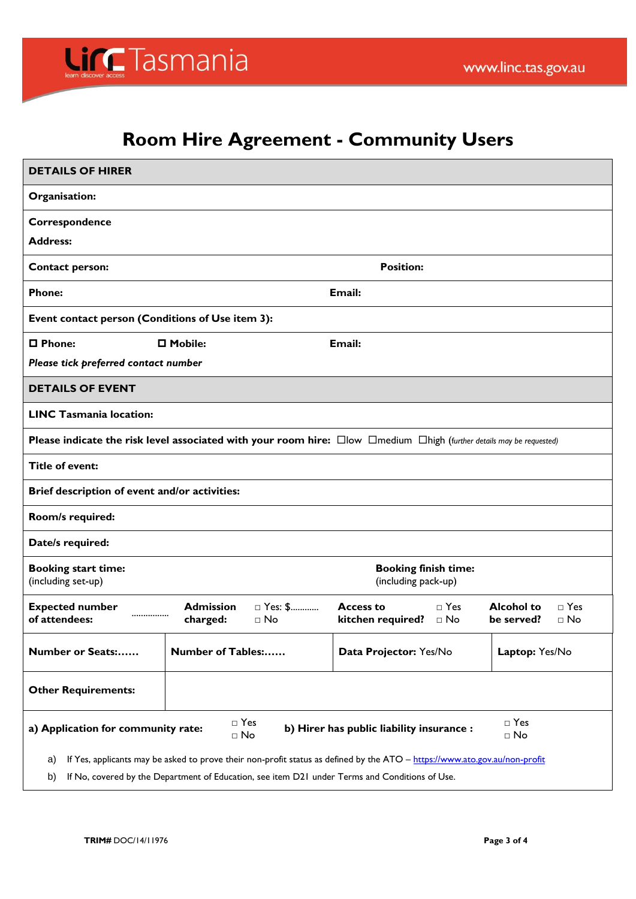# Room Hire Agreement - Community Users

| **DETAILS OF HIRER** | | | |
|---|---|---|---|
| **Organisation:** | | | |
| **Correspondence Address:** | | | |
| **Contact person:** | | **Position:** | |
| **Phone:** | | **Email:** | |
| **Event contact person (Conditions of Use item 3):** | | | |
| ☐ **Phone:** | ☐ **Mobile:** | **Email:** | |
| *Please tick preferred contact number* | | | |
| **DETAILS OF EVENT** | | | |
| **LINC Tasmania location:** | | | |
| **Please indicate the risk level associated with your room hire:** ☐low ☐medium ☐high (*further details may be requested*) | | | |
| **Title of event:** | | | |
| **Brief description of event and/or activities:** | | | |
| **Room/s required:** | | | |
| **Date/s required:** | | | |
| **Booking start time:** (including set-up) | | **Booking finish time:** (including pack-up) | |
| **Expected number of attendees:** ................ | **Admission charged:** ☐ Yes: $........... ☐ No | **Access to kitchen required?** ☐ Yes ☐ No | **Alcohol to be served?** ☐ Yes ☐ No |
| **Number or Seats:......** | **Number of Tables:......** | **Data Projector:** Yes/No | **Laptop:** Yes/No |
| **Other Requirements:** | | | |
| **a) Application for community rate:** ☐ Yes ☐ No | | **b) Hirer has public liability insurance :** ☐ Yes ☐ No | |

a) If Yes, applicants may be asked to prove their non-profit status as defined by the ATO – https://www.ato.gov.au/non-profit

b) If No, covered by the Department of Education, see item D21 under Terms and Conditions of Use.

**TRIM#** DOC/14/11976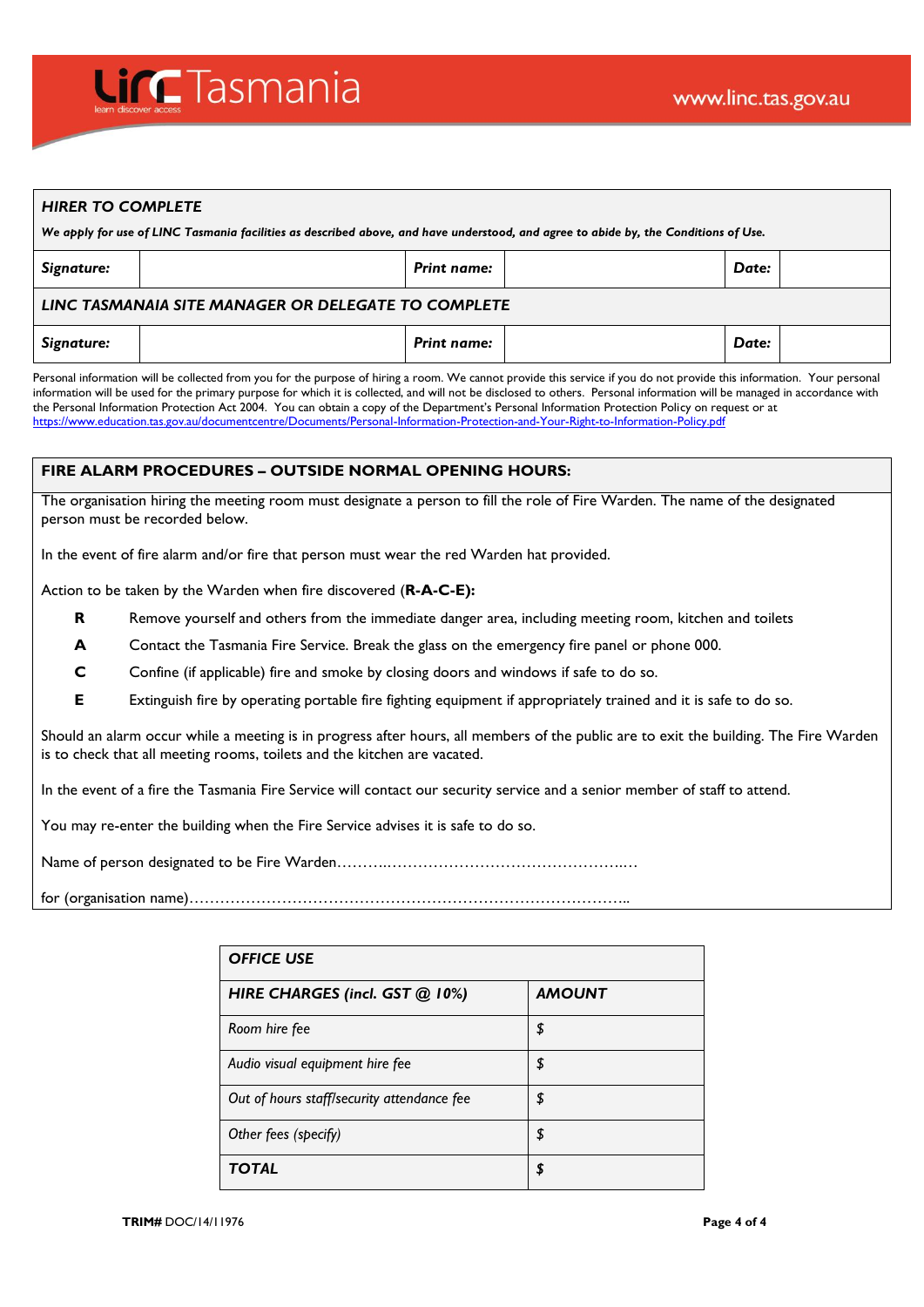| HIRER TO COMPLETE | | | | | |
|---|---|---|---|---|---|
| *We apply for use of LINC Tasmania facilities as described above, and have understood, and agree to abide by, the Conditions of Use.* | | | | | |
| ***Signature:*** | | ***Print name:*** | | ***Date:*** | |
| ***LINC TASMANAIA SITE MANAGER OR DELEGATE TO COMPLETE*** | | | | | |
| ***Signature:*** | | ***Print name:*** | | ***Date:*** | |

Personal information will be collected from you for the purpose of hiring a room. We cannot provide this service if you do not provide this information. Your personal information will be used for the primary purpose for which it is collected, and will not be disclosed to others. Personal information will be managed in accordance with the Personal Information Protection Act 2004. You can obtain a copy of the Department's Personal Information Protection Policy on request or at https://www.education.tas.gov.au/documentcentre/Documents/Personal-Information-Protection-and-Your-Right-to-Information-Policy.pdf

## FIRE ALARM PROCEDURES – OUTSIDE NORMAL OPENING HOURS:

The organisation hiring the meeting room must designate a person to fill the role of Fire Warden. The name of the designated person must be recorded below.

In the event of fire alarm and/or fire that person must wear the red Warden hat provided.

Action to be taken by the Warden when fire discovered (**R-A-C-E**):

- **R** Remove yourself and others from the immediate danger area, including meeting room, kitchen and toilets
- **A** Contact the Tasmania Fire Service. Break the glass on the emergency fire panel or phone 000.
- **C** Confine (if applicable) fire and smoke by closing doors and windows if safe to do so.
- **E** Extinguish fire by operating portable fire fighting equipment if appropriately trained and it is safe to do so.

Should an alarm occur while a meeting is in progress after hours, all members of the public are to exit the building. The Fire Warden is to check that all meeting rooms, toilets and the kitchen are vacated.

In the event of a fire the Tasmania Fire Service will contact our security service and a senior member of staff to attend.

You may re-enter the building when the Fire Service advises it is safe to do so.

Name of person designated to be Fire Warden……………………………………………………..…

for (organisation name)……………………………………………………………………………..

| OFFICE USE | |
|---|---|
| ***HIRE CHARGES (incl. GST @ 10%)*** | ***AMOUNT*** |
| *Room hire fee* | *$* |
| *Audio visual equipment hire fee* | *$* |
| *Out of hours staff/security attendance fee* | *$* |
| *Other fees (specify)* | *$* |
| ***TOTAL*** | ***$*** |

**TRIM#** DOC/14/11976